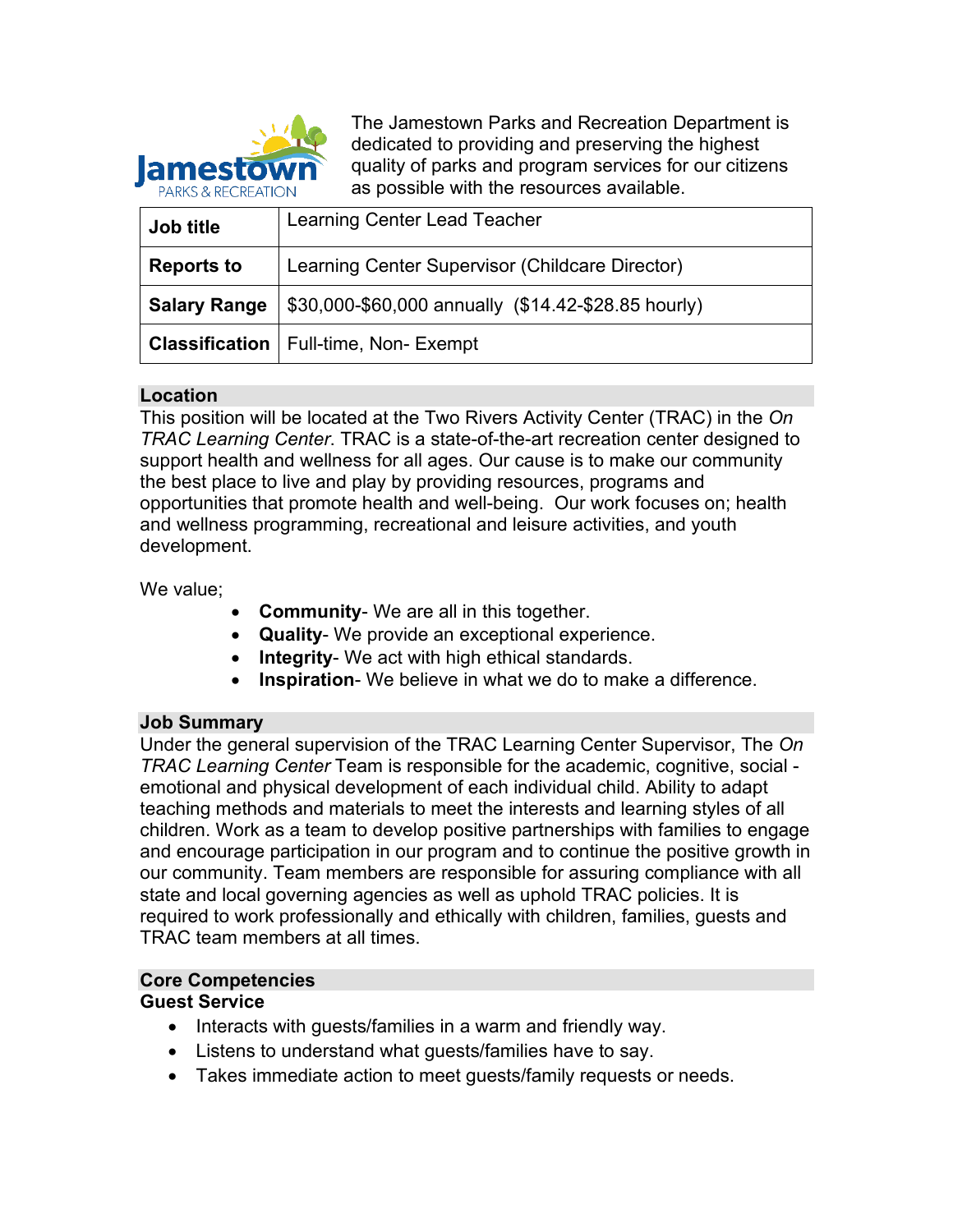Jamestown PARKS & RECREATION

The Jamestown Parks and Recreation Department is dedicated to providing and preserving the highest quality of parks and program services for our citizens as possible with the resources available.

| **Job title** | Learning Center Lead Teacher |
|---|---|
| **Reports to** | Learning Center Supervisor (Childcare Director) |
| **Salary Range** | $30,000-$60,000 annually ($14.42-$28.85 hourly) |
| **Classification** | Full-time, Non- Exempt |

## Location

This position will be located at the Two Rivers Activity Center (TRAC) in the *On TRAC Learning Center*. TRAC is a state-of-the-art recreation center designed to support health and wellness for all ages. Our cause is to make our community the best place to live and play by providing resources, programs and opportunities that promote health and well-being. Our work focuses on; health and wellness programming, recreational and leisure activities, and youth development.

We value;

- **Community**- We are all in this together.
- **Quality**- We provide an exceptional experience.
- **Integrity**- We act with high ethical standards.
- **Inspiration**- We believe in what we do to make a difference.

## Job Summary

Under the general supervision of the TRAC Learning Center Supervisor, The *On TRAC Learning Center* Team is responsible for the academic, cognitive, social - emotional and physical development of each individual child. Ability to adapt teaching methods and materials to meet the interests and learning styles of all children. Work as a team to develop positive partnerships with families to engage and encourage participation in our program and to continue the positive growth in our community. Team members are responsible for assuring compliance with all state and local governing agencies as well as uphold TRAC policies. It is required to work professionally and ethically with children, families, guests and TRAC team members at all times.

## Core Competencies

### Guest Service

- Interacts with guests/families in a warm and friendly way.
- Listens to understand what guests/families have to say.
- Takes immediate action to meet guests/family requests or needs.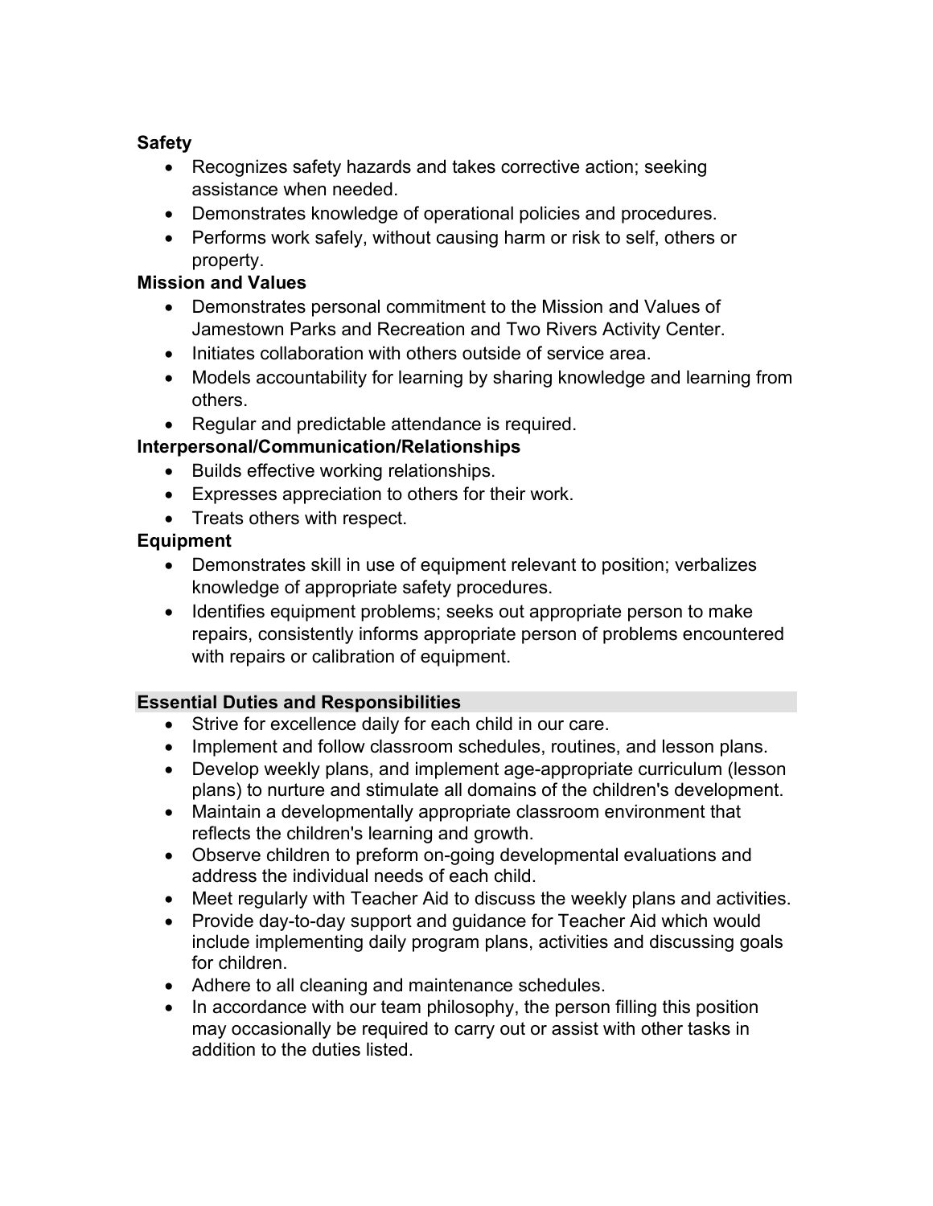**Safety**

- Recognizes safety hazards and takes corrective action; seeking assistance when needed.
- Demonstrates knowledge of operational policies and procedures.
- Performs work safely, without causing harm or risk to self, others or property.

**Mission and Values**

- Demonstrates personal commitment to the Mission and Values of Jamestown Parks and Recreation and Two Rivers Activity Center.
- Initiates collaboration with others outside of service area.
- Models accountability for learning by sharing knowledge and learning from others.
- Regular and predictable attendance is required.

**Interpersonal/Communication/Relationships**

- Builds effective working relationships.
- Expresses appreciation to others for their work.
- Treats others with respect.

**Equipment**

- Demonstrates skill in use of equipment relevant to position; verbalizes knowledge of appropriate safety procedures.
- Identifies equipment problems; seeks out appropriate person to make repairs, consistently informs appropriate person of problems encountered with repairs or calibration of equipment.

## Essential Duties and Responsibilities

- Strive for excellence daily for each child in our care.
- Implement and follow classroom schedules, routines, and lesson plans.
- Develop weekly plans, and implement age-appropriate curriculum (lesson plans) to nurture and stimulate all domains of the children's development.
- Maintain a developmentally appropriate classroom environment that reflects the children's learning and growth.
- Observe children to preform on-going developmental evaluations and address the individual needs of each child.
- Meet regularly with Teacher Aid to discuss the weekly plans and activities.
- Provide day-to-day support and guidance for Teacher Aid which would include implementing daily program plans, activities and discussing goals for children.
- Adhere to all cleaning and maintenance schedules.
- In accordance with our team philosophy, the person filling this position may occasionally be required to carry out or assist with other tasks in addition to the duties listed.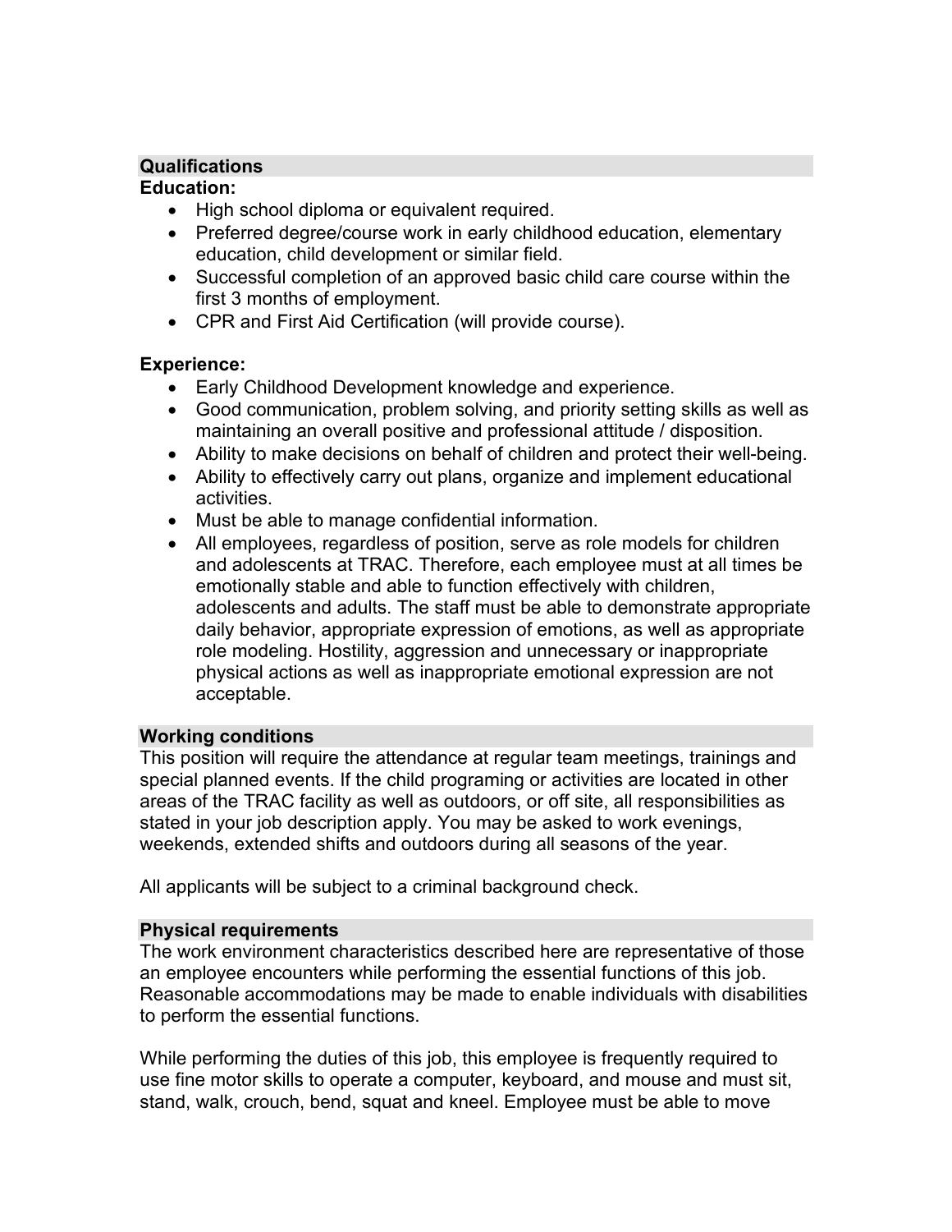## Qualifications

**Education:**

- High school diploma or equivalent required.
- Preferred degree/course work in early childhood education, elementary education, child development or similar field.
- Successful completion of an approved basic child care course within the first 3 months of employment.
- CPR and First Aid Certification (will provide course).

**Experience:**

- Early Childhood Development knowledge and experience.
- Good communication, problem solving, and priority setting skills as well as maintaining an overall positive and professional attitude / disposition.
- Ability to make decisions on behalf of children and protect their well-being.
- Ability to effectively carry out plans, organize and implement educational activities.
- Must be able to manage confidential information.
- All employees, regardless of position, serve as role models for children and adolescents at TRAC. Therefore, each employee must at all times be emotionally stable and able to function effectively with children, adolescents and adults. The staff must be able to demonstrate appropriate daily behavior, appropriate expression of emotions, as well as appropriate role modeling. Hostility, aggression and unnecessary or inappropriate physical actions as well as inappropriate emotional expression are not acceptable.

## Working conditions

This position will require the attendance at regular team meetings, trainings and special planned events. If the child programing or activities are located in other areas of the TRAC facility as well as outdoors, or off site, all responsibilities as stated in your job description apply. You may be asked to work evenings, weekends, extended shifts and outdoors during all seasons of the year.

All applicants will be subject to a criminal background check.

## Physical requirements

The work environment characteristics described here are representative of those an employee encounters while performing the essential functions of this job. Reasonable accommodations may be made to enable individuals with disabilities to perform the essential functions.

While performing the duties of this job, this employee is frequently required to use fine motor skills to operate a computer, keyboard, and mouse and must sit, stand, walk, crouch, bend, squat and kneel. Employee must be able to move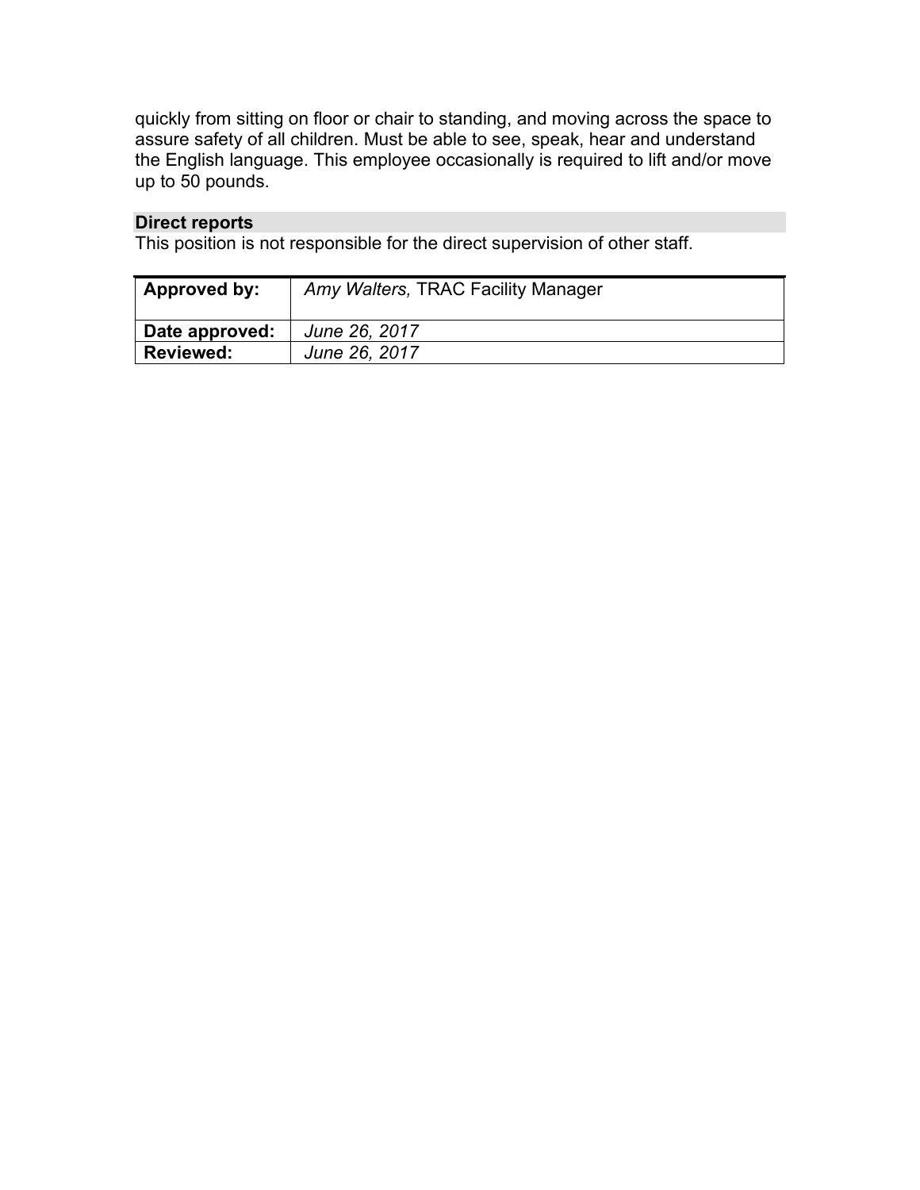quickly from sitting on floor or chair to standing, and moving across the space to assure safety of all children. Must be able to see, speak, hear and understand the English language. This employee occasionally is required to lift and/or move up to 50 pounds.

## Direct reports

This position is not responsible for the direct supervision of other staff.

| | |
|---|---|
| **Approved by:** | *Amy Walters,* TRAC Facility Manager |
| **Date approved:** | *June 26, 2017* |
| **Reviewed:** | *June 26, 2017* |